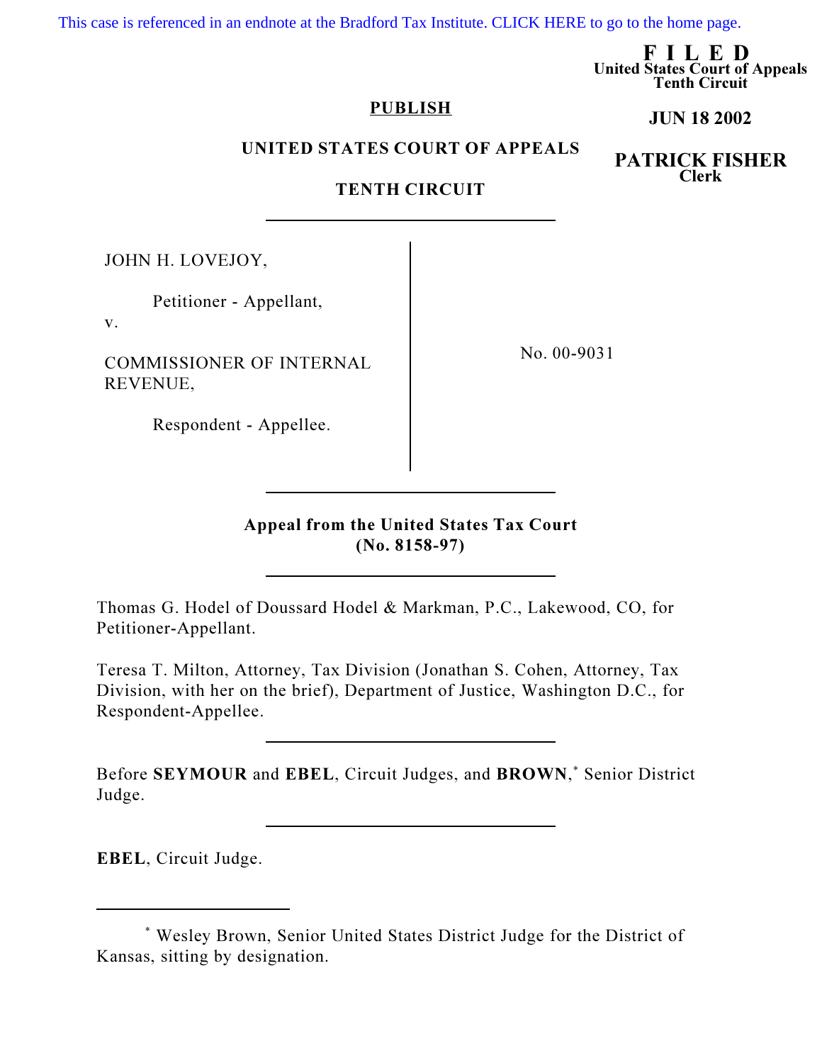This case is referenced in an endnote at the Bradford Tax Institute. CLICK HERE to go to the home page.

**F I L E D**
**United States Court of Appeals**
**Tenth Circuit**

**JUN 18 2002**

**PATRICK FISHER**
**Clerk**

**PUBLISH**

**UNITED STATES COURT OF APPEALS**

**TENTH CIRCUIT**

---

JOHN H. LOVEJOY,

Petitioner - Appellant,

v.

COMMISSIONER OF INTERNAL REVENUE,

Respondent - Appellee.

No. 00-9031

---

**Appeal from the United States Tax Court**
**(No. 8158-97)**

---

Thomas G. Hodel of Doussard Hodel & Markman, P.C., Lakewood, CO, for Petitioner-Appellant.

Teresa T. Milton, Attorney, Tax Division (Jonathan S. Cohen, Attorney, Tax Division, with her on the brief), Department of Justice, Washington D.C., for Respondent-Appellee.

---

Before **SEYMOUR** and **EBEL**, Circuit Judges, and **BROWN**,[*] Senior District Judge.

---

**EBEL**, Circuit Judge.

---

[*] Wesley Brown, Senior United States District Judge for the District of Kansas, sitting by designation.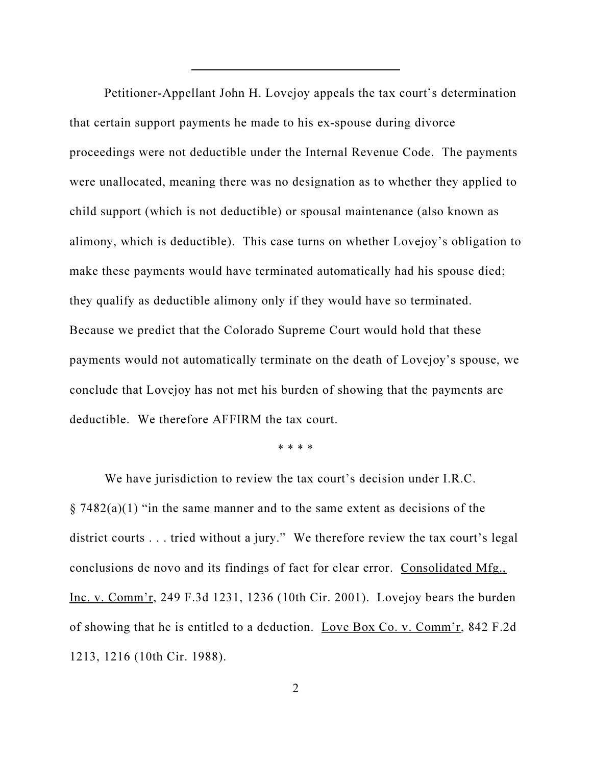Petitioner-Appellant John H. Lovejoy appeals the tax court's determination that certain support payments he made to his ex-spouse during divorce proceedings were not deductible under the Internal Revenue Code. The payments were unallocated, meaning there was no designation as to whether they applied to child support (which is not deductible) or spousal maintenance (also known as alimony, which is deductible). This case turns on whether Lovejoy's obligation to make these payments would have terminated automatically had his spouse died; they qualify as deductible alimony only if they would have so terminated. Because we predict that the Colorado Supreme Court would hold that these payments would not automatically terminate on the death of Lovejoy's spouse, we conclude that Lovejoy has not met his burden of showing that the payments are deductible. We therefore AFFIRM the tax court.

* * * *

We have jurisdiction to review the tax court's decision under I.R.C. § 7482(a)(1) "in the same manner and to the same extent as decisions of the district courts . . . tried without a jury." We therefore review the tax court's legal conclusions de novo and its findings of fact for clear error. Consolidated Mfg., Inc. v. Comm'r, 249 F.3d 1231, 1236 (10th Cir. 2001). Lovejoy bears the burden of showing that he is entitled to a deduction. Love Box Co. v. Comm'r, 842 F.2d 1213, 1216 (10th Cir. 1988).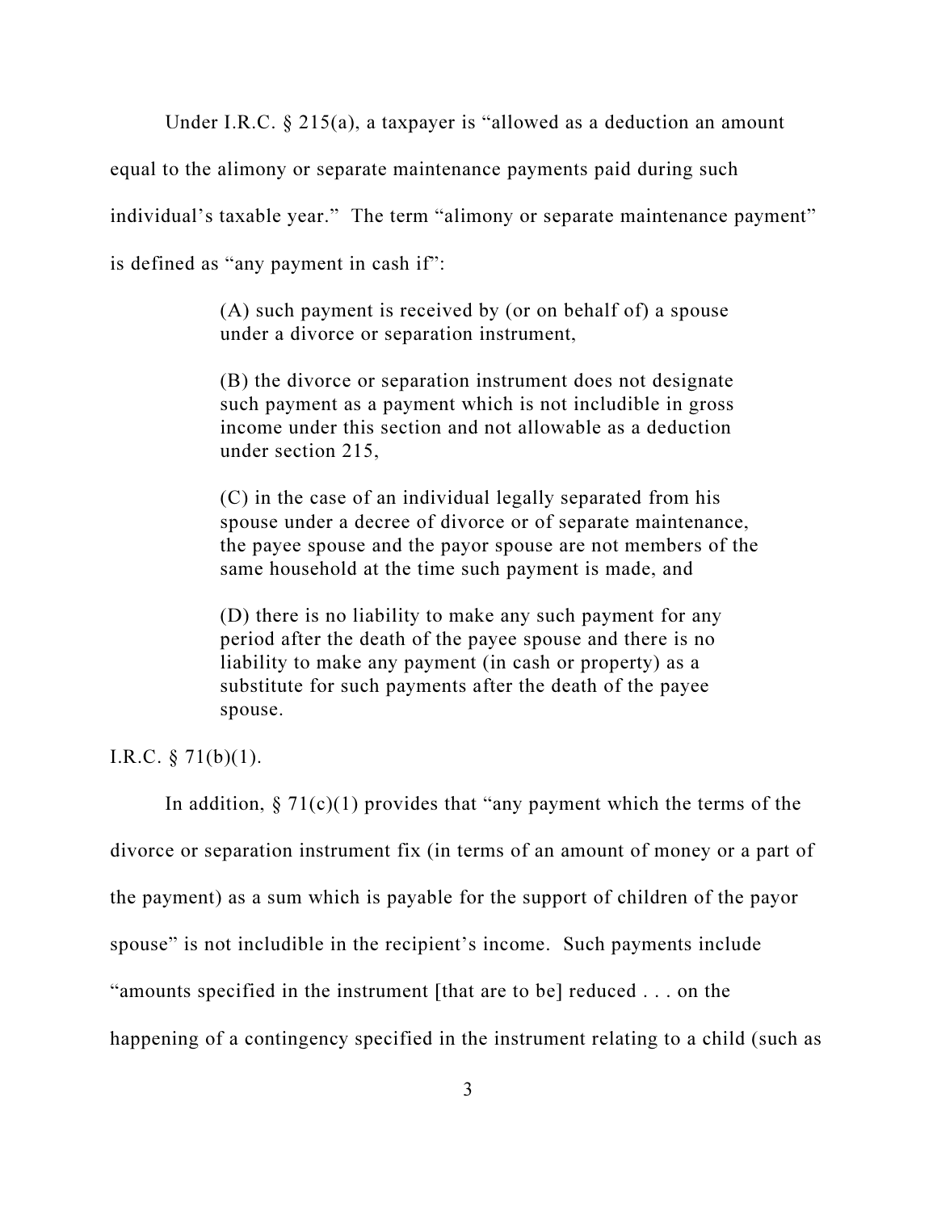Under I.R.C. § 215(a), a taxpayer is "allowed as a deduction an amount equal to the alimony or separate maintenance payments paid during such individual's taxable year." The term "alimony or separate maintenance payment" is defined as "any payment in cash if":

> (A) such payment is received by (or on behalf of) a spouse under a divorce or separation instrument,
>
> (B) the divorce or separation instrument does not designate such payment as a payment which is not includible in gross income under this section and not allowable as a deduction under section 215,
>
> (C) in the case of an individual legally separated from his spouse under a decree of divorce or of separate maintenance, the payee spouse and the payor spouse are not members of the same household at the time such payment is made, and
>
> (D) there is no liability to make any such payment for any period after the death of the payee spouse and there is no liability to make any payment (in cash or property) as a substitute for such payments after the death of the payee spouse.

I.R.C. § 71(b)(1).

In addition, § 71(c)(1) provides that "any payment which the terms of the divorce or separation instrument fix (in terms of an amount of money or a part of the payment) as a sum which is payable for the support of children of the payor spouse" is not includible in the recipient's income. Such payments include "amounts specified in the instrument [that are to be] reduced . . . on the happening of a contingency specified in the instrument relating to a child (such as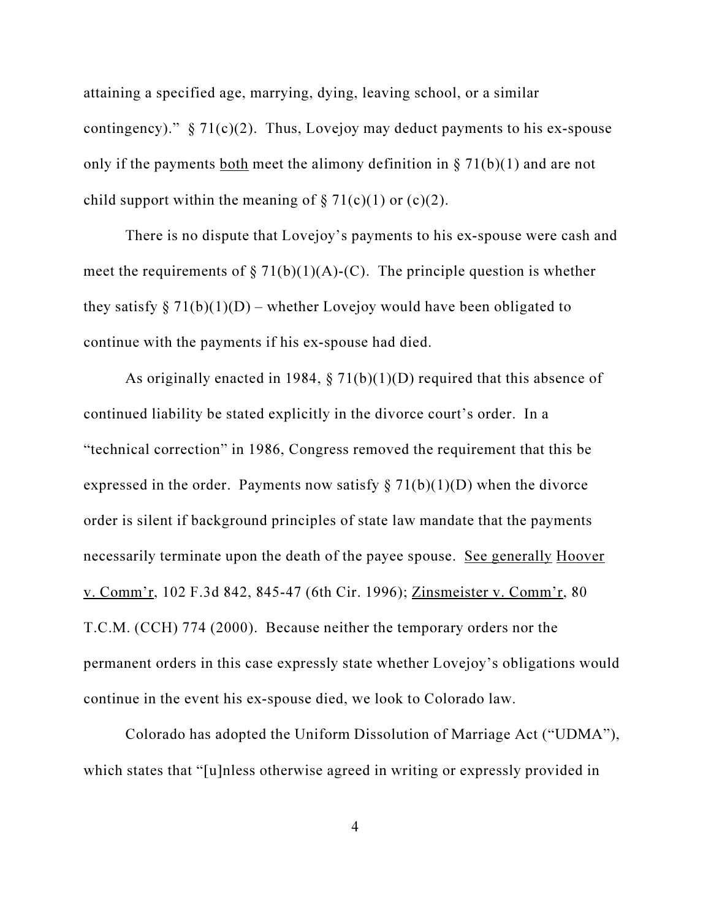attaining a specified age, marrying, dying, leaving school, or a similar contingency)." § 71(c)(2). Thus, Lovejoy may deduct payments to his ex-spouse only if the payments both meet the alimony definition in § 71(b)(1) and are not child support within the meaning of § 71(c)(1) or (c)(2).

There is no dispute that Lovejoy's payments to his ex-spouse were cash and meet the requirements of § 71(b)(1)(A)-(C). The principle question is whether they satisfy § 71(b)(1)(D) – whether Lovejoy would have been obligated to continue with the payments if his ex-spouse had died.

As originally enacted in 1984, § 71(b)(1)(D) required that this absence of continued liability be stated explicitly in the divorce court's order. In a "technical correction" in 1986, Congress removed the requirement that this be expressed in the order. Payments now satisfy § 71(b)(1)(D) when the divorce order is silent if background principles of state law mandate that the payments necessarily terminate upon the death of the payee spouse. See generally Hoover v. Comm'r, 102 F.3d 842, 845-47 (6th Cir. 1996); Zinsmeister v. Comm'r, 80 T.C.M. (CCH) 774 (2000). Because neither the temporary orders nor the permanent orders in this case expressly state whether Lovejoy's obligations would continue in the event his ex-spouse died, we look to Colorado law.

Colorado has adopted the Uniform Dissolution of Marriage Act ("UDMA"), which states that "[u]nless otherwise agreed in writing or expressly provided in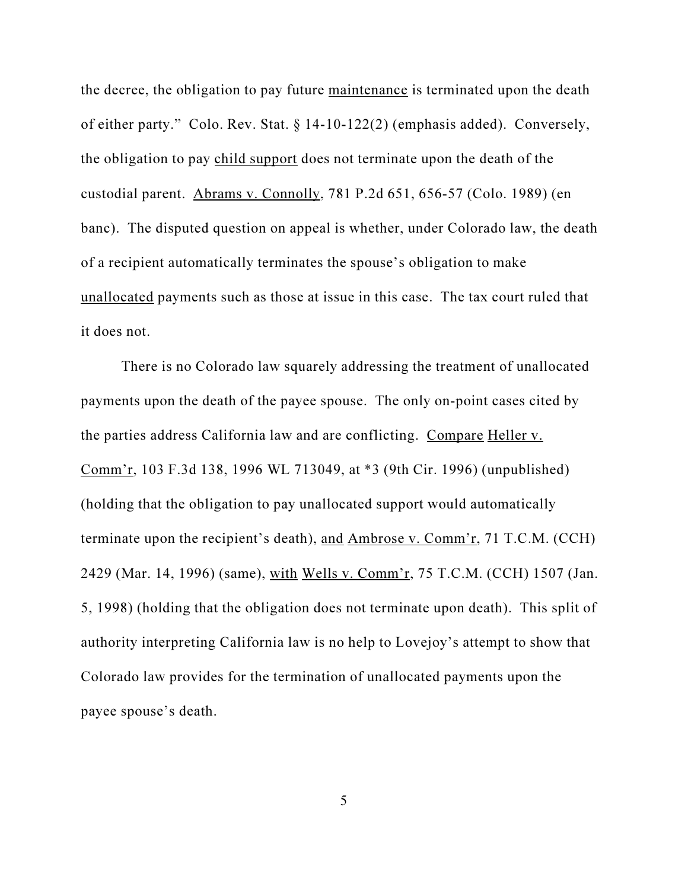the decree, the obligation to pay future <u>maintenance</u> is terminated upon the death of either party." Colo. Rev. Stat. § 14-10-122(2) (emphasis added). Conversely, the obligation to pay <u>child support</u> does not terminate upon the death of the custodial parent. <u>Abrams v. Connolly</u>, 781 P.2d 651, 656-57 (Colo. 1989) (en banc). The disputed question on appeal is whether, under Colorado law, the death of a recipient automatically terminates the spouse's obligation to make <u>unallocated</u> payments such as those at issue in this case. The tax court ruled that it does not.

There is no Colorado law squarely addressing the treatment of unallocated payments upon the death of the payee spouse. The only on-point cases cited by the parties address California law and are conflicting. <u>Compare</u> <u>Heller v. Comm'r</u>, 103 F.3d 138, 1996 WL 713049, at *3 (9th Cir. 1996) (unpublished) (holding that the obligation to pay unallocated support would automatically terminate upon the recipient's death), <u>and</u> <u>Ambrose v. Comm'r</u>, 71 T.C.M. (CCH) 2429 (Mar. 14, 1996) (same), <u>with</u> <u>Wells v. Comm'r</u>, 75 T.C.M. (CCH) 1507 (Jan. 5, 1998) (holding that the obligation does not terminate upon death). This split of authority interpreting California law is no help to Lovejoy's attempt to show that Colorado law provides for the termination of unallocated payments upon the payee spouse's death.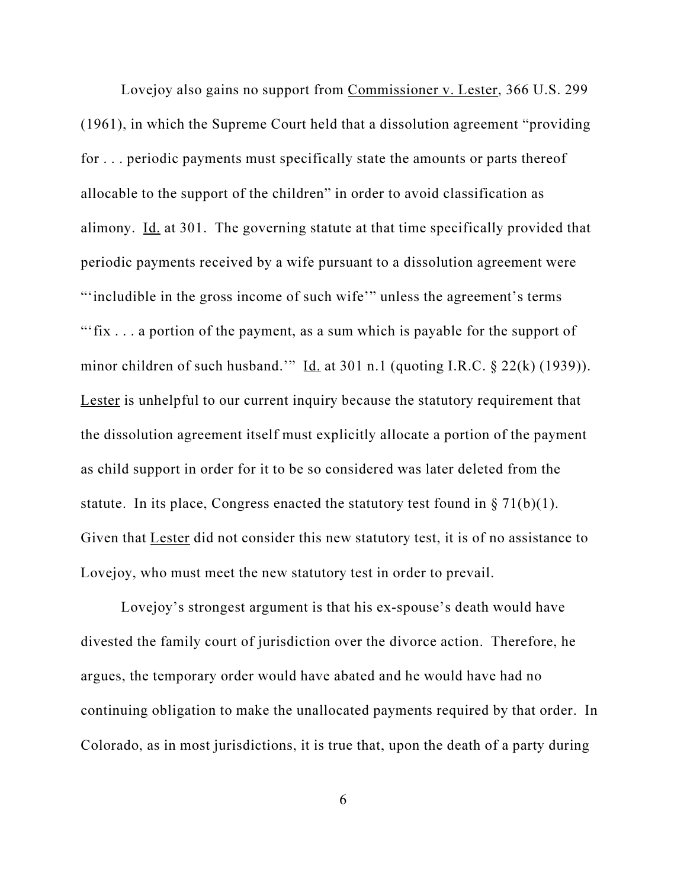Lovejoy also gains no support from Commissioner v. Lester, 366 U.S. 299 (1961), in which the Supreme Court held that a dissolution agreement "providing for . . . periodic payments must specifically state the amounts or parts thereof allocable to the support of the children" in order to avoid classification as alimony. Id. at 301. The governing statute at that time specifically provided that periodic payments received by a wife pursuant to a dissolution agreement were "'includible in the gross income of such wife'" unless the agreement's terms "'fix . . . a portion of the payment, as a sum which is payable for the support of minor children of such husband.'" Id. at 301 n.1 (quoting I.R.C. § 22(k) (1939)). Lester is unhelpful to our current inquiry because the statutory requirement that the dissolution agreement itself must explicitly allocate a portion of the payment as child support in order for it to be so considered was later deleted from the statute. In its place, Congress enacted the statutory test found in § 71(b)(1). Given that Lester did not consider this new statutory test, it is of no assistance to Lovejoy, who must meet the new statutory test in order to prevail.

Lovejoy's strongest argument is that his ex-spouse's death would have divested the family court of jurisdiction over the divorce action. Therefore, he argues, the temporary order would have abated and he would have had no continuing obligation to make the unallocated payments required by that order. In Colorado, as in most jurisdictions, it is true that, upon the death of a party during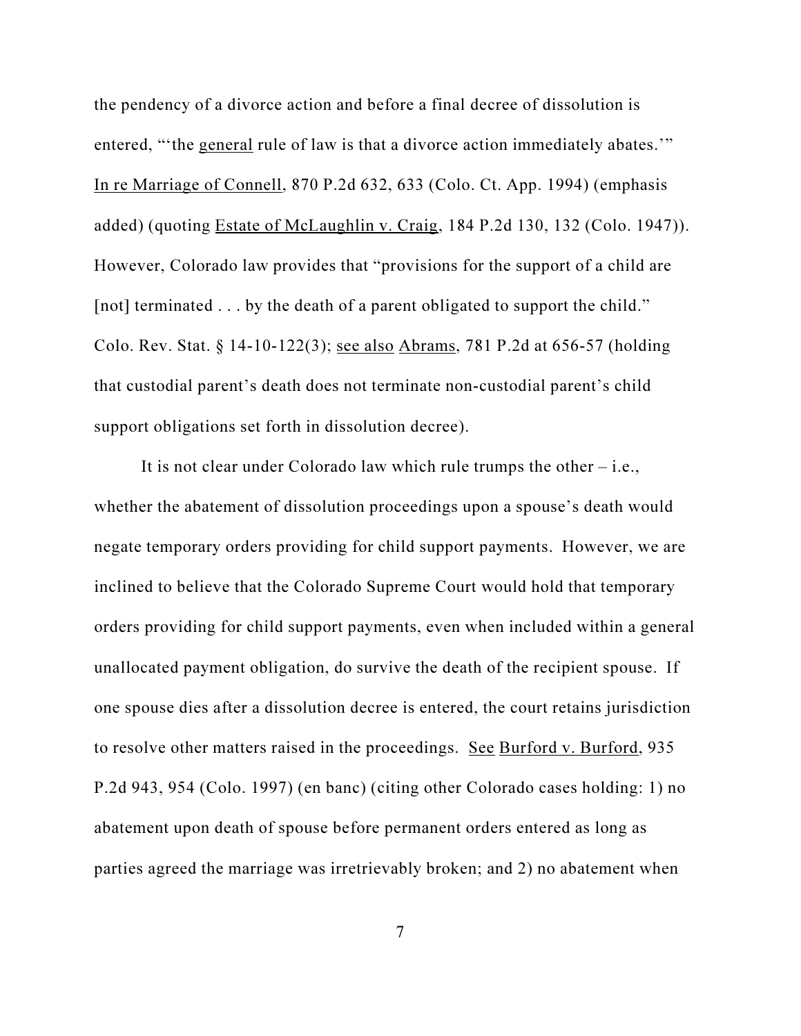the pendency of a divorce action and before a final decree of dissolution is entered, "'the general rule of law is that a divorce action immediately abates.'" In re Marriage of Connell, 870 P.2d 632, 633 (Colo. Ct. App. 1994) (emphasis added) (quoting Estate of McLaughlin v. Craig, 184 P.2d 130, 132 (Colo. 1947)). However, Colorado law provides that "provisions for the support of a child are [not] terminated . . . by the death of a parent obligated to support the child." Colo. Rev. Stat. § 14-10-122(3); see also Abrams, 781 P.2d at 656-57 (holding that custodial parent's death does not terminate non-custodial parent's child support obligations set forth in dissolution decree).

It is not clear under Colorado law which rule trumps the other – i.e., whether the abatement of dissolution proceedings upon a spouse's death would negate temporary orders providing for child support payments. However, we are inclined to believe that the Colorado Supreme Court would hold that temporary orders providing for child support payments, even when included within a general unallocated payment obligation, do survive the death of the recipient spouse. If one spouse dies after a dissolution decree is entered, the court retains jurisdiction to resolve other matters raised in the proceedings. See Burford v. Burford, 935 P.2d 943, 954 (Colo. 1997) (en banc) (citing other Colorado cases holding: 1) no abatement upon death of spouse before permanent orders entered as long as parties agreed the marriage was irretrievably broken; and 2) no abatement when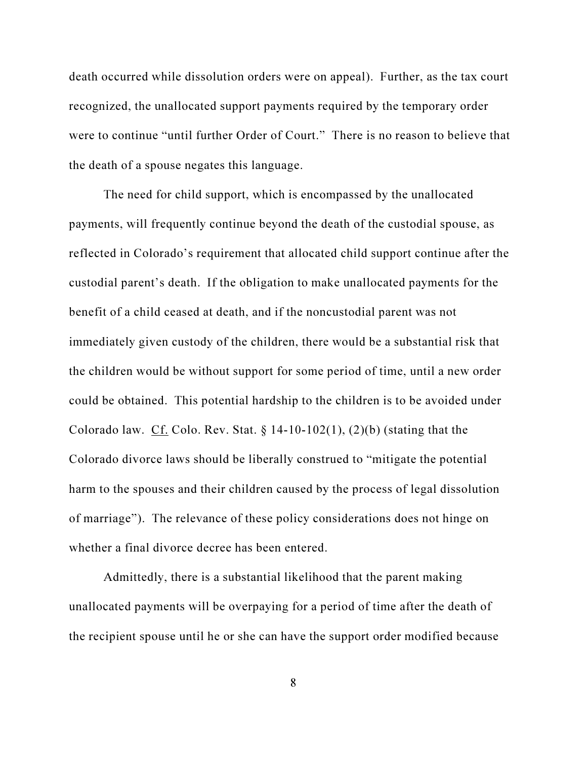death occurred while dissolution orders were on appeal). Further, as the tax court recognized, the unallocated support payments required by the temporary order were to continue "until further Order of Court." There is no reason to believe that the death of a spouse negates this language.

The need for child support, which is encompassed by the unallocated payments, will frequently continue beyond the death of the custodial spouse, as reflected in Colorado's requirement that allocated child support continue after the custodial parent's death. If the obligation to make unallocated payments for the benefit of a child ceased at death, and if the noncustodial parent was not immediately given custody of the children, there would be a substantial risk that the children would be without support for some period of time, until a new order could be obtained. This potential hardship to the children is to be avoided under Colorado law. Cf. Colo. Rev. Stat. § 14-10-102(1), (2)(b) (stating that the Colorado divorce laws should be liberally construed to "mitigate the potential harm to the spouses and their children caused by the process of legal dissolution of marriage"). The relevance of these policy considerations does not hinge on whether a final divorce decree has been entered.

Admittedly, there is a substantial likelihood that the parent making unallocated payments will be overpaying for a period of time after the death of the recipient spouse until he or she can have the support order modified because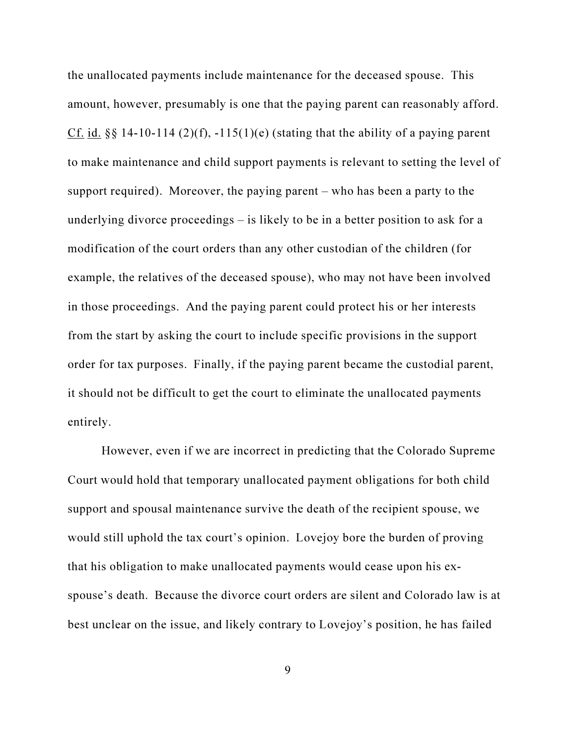the unallocated payments include maintenance for the deceased spouse. This amount, however, presumably is one that the paying parent can reasonably afford. Cf. id. §§ 14-10-114 (2)(f), -115(1)(e) (stating that the ability of a paying parent to make maintenance and child support payments is relevant to setting the level of support required). Moreover, the paying parent – who has been a party to the underlying divorce proceedings – is likely to be in a better position to ask for a modification of the court orders than any other custodian of the children (for example, the relatives of the deceased spouse), who may not have been involved in those proceedings. And the paying parent could protect his or her interests from the start by asking the court to include specific provisions in the support order for tax purposes. Finally, if the paying parent became the custodial parent, it should not be difficult to get the court to eliminate the unallocated payments entirely.

However, even if we are incorrect in predicting that the Colorado Supreme Court would hold that temporary unallocated payment obligations for both child support and spousal maintenance survive the death of the recipient spouse, we would still uphold the tax court's opinion. Lovejoy bore the burden of proving that his obligation to make unallocated payments would cease upon his ex-spouse's death. Because the divorce court orders are silent and Colorado law is at best unclear on the issue, and likely contrary to Lovejoy's position, he has failed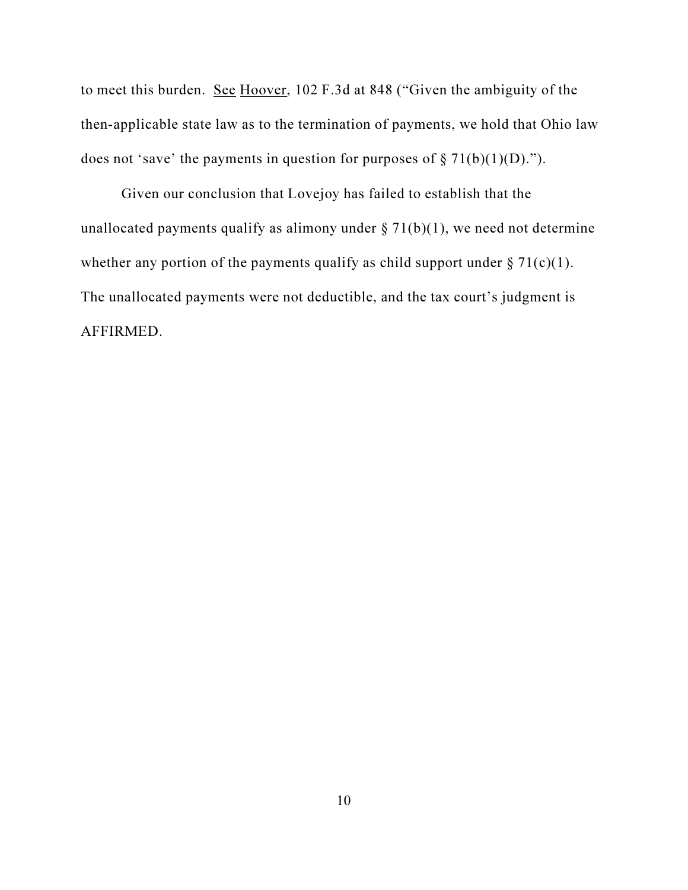to meet this burden. See Hoover, 102 F.3d at 848 ("Given the ambiguity of the then-applicable state law as to the termination of payments, we hold that Ohio law does not 'save' the payments in question for purposes of § 71(b)(1)(D).").

Given our conclusion that Lovejoy has failed to establish that the unallocated payments qualify as alimony under § 71(b)(1), we need not determine whether any portion of the payments qualify as child support under § 71(c)(1). The unallocated payments were not deductible, and the tax court's judgment is AFFIRMED.